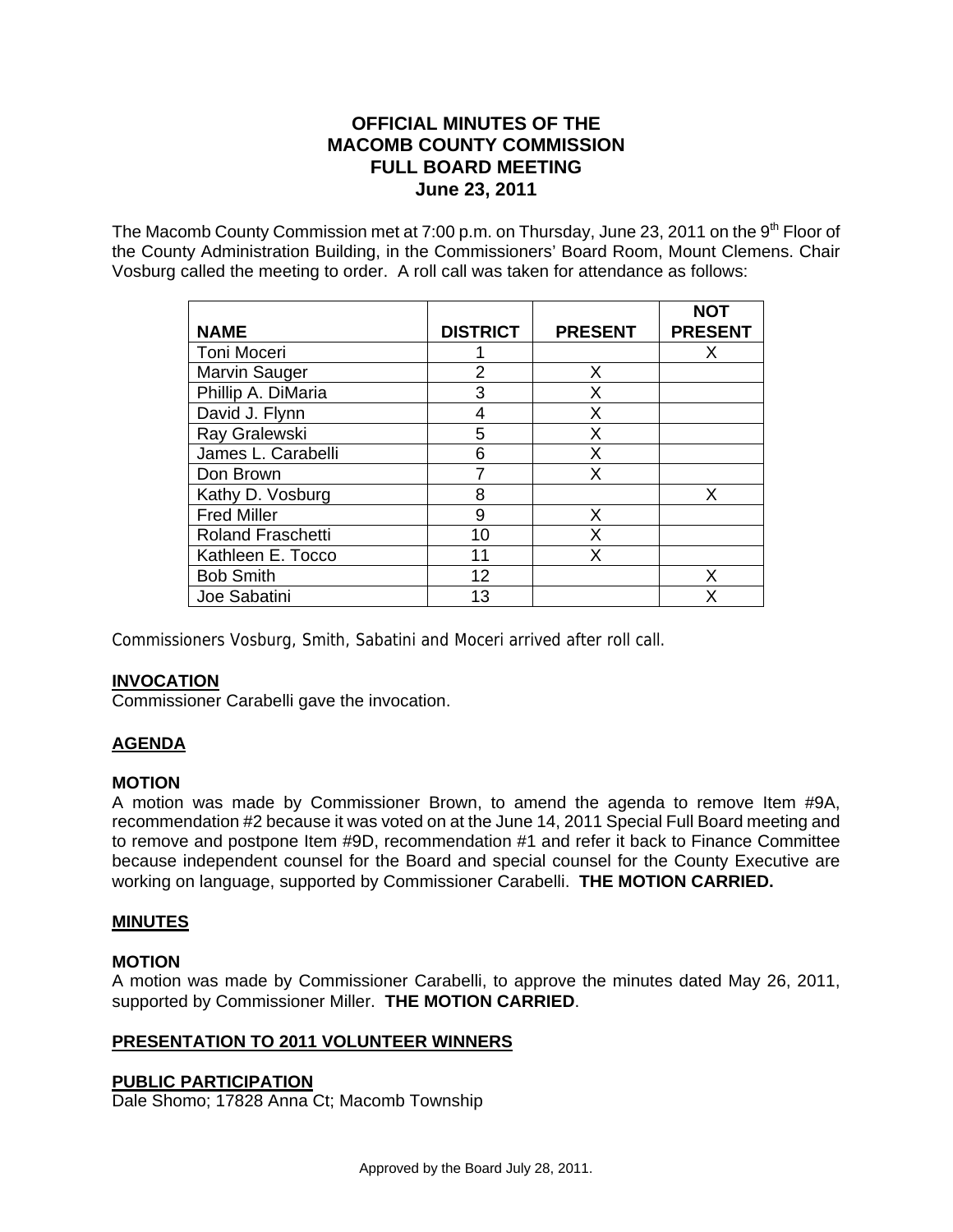# OFFICIAL MINUTES OF THE MACOMB COUNTY COMMISSION FULL BOARD MEETING June 23, 2011

The Macomb County Commission met at 7:00 p.m. on Thursday, June 23, 2011 on the 9th Floor of the County Administration Building, in the Commissioners' Board Room, Mount Clemens. Chair Vosburg called the meeting to order. A roll call was taken for attendance as follows:

| NAME | DISTRICT | PRESENT | NOT PRESENT |
|---|---|---|---|
| Toni Moceri | 1 | | X |
| Marvin Sauger | 2 | X | |
| Phillip A. DiMaria | 3 | X | |
| David J. Flynn | 4 | X | |
| Ray Gralewski | 5 | X | |
| James L. Carabelli | 6 | X | |
| Don Brown | 7 | X | |
| Kathy D. Vosburg | 8 | | X |
| Fred Miller | 9 | X | |
| Roland Fraschetti | 10 | X | |
| Kathleen E. Tocco | 11 | X | |
| Bob Smith | 12 | | X |
| Joe Sabatini | 13 | | X |

Commissioners Vosburg, Smith, Sabatini and Moceri arrived after roll call.

## INVOCATION

Commissioner Carabelli gave the invocation.

## AGENDA

### MOTION

A motion was made by Commissioner Brown, to amend the agenda to remove Item #9A, recommendation #2 because it was voted on at the June 14, 2011 Special Full Board meeting and to remove and postpone Item #9D, recommendation #1 and refer it back to Finance Committee because independent counsel for the Board and special counsel for the County Executive are working on language, supported by Commissioner Carabelli. **THE MOTION CARRIED.**

## MINUTES

### MOTION

A motion was made by Commissioner Carabelli, to approve the minutes dated May 26, 2011, supported by Commissioner Miller. **THE MOTION CARRIED**.

## PRESENTATION TO 2011 VOLUNTEER WINNERS

## PUBLIC PARTICIPATION

Dale Shomo; 17828 Anna Ct; Macomb Township

Approved by the Board July 28, 2011.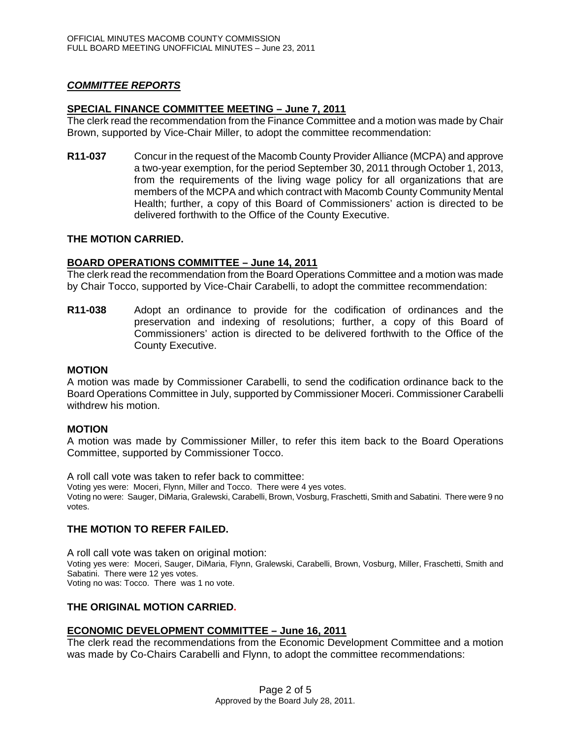## *COMMITTEE REPORTS*

### SPECIAL FINANCE COMMITTEE MEETING – June 7, 2011

The clerk read the recommendation from the Finance Committee and a motion was made by Chair Brown, supported by Vice-Chair Miller, to adopt the committee recommendation:

**R11-037** Concur in the request of the Macomb County Provider Alliance (MCPA) and approve a two-year exemption, for the period September 30, 2011 through October 1, 2013, from the requirements of the living wage policy for all organizations that are members of the MCPA and which contract with Macomb County Community Mental Health; further, a copy of this Board of Commissioners' action is directed to be delivered forthwith to the Office of the County Executive.

**THE MOTION CARRIED.**

### BOARD OPERATIONS COMMITTEE – June 14, 2011

The clerk read the recommendation from the Board Operations Committee and a motion was made by Chair Tocco, supported by Vice-Chair Carabelli, to adopt the committee recommendation:

**R11-038** Adopt an ordinance to provide for the codification of ordinances and the preservation and indexing of resolutions; further, a copy of this Board of Commissioners' action is directed to be delivered forthwith to the Office of the County Executive.

**MOTION**

A motion was made by Commissioner Carabelli, to send the codification ordinance back to the Board Operations Committee in July, supported by Commissioner Moceri. Commissioner Carabelli withdrew his motion.

**MOTION**

A motion was made by Commissioner Miller, to refer this item back to the Board Operations Committee, supported by Commissioner Tocco.

A roll call vote was taken to refer back to committee:
Voting yes were: Moceri, Flynn, Miller and Tocco. There were 4 yes votes.
Voting no were: Sauger, DiMaria, Gralewski, Carabelli, Brown, Vosburg, Fraschetti, Smith and Sabatini. There were 9 no votes.

**THE MOTION TO REFER FAILED.**

A roll call vote was taken on original motion:
Voting yes were: Moceri, Sauger, DiMaria, Flynn, Gralewski, Carabelli, Brown, Vosburg, Miller, Fraschetti, Smith and Sabatini. There were 12 yes votes.
Voting no was: Tocco. There was 1 no vote.

**THE ORIGINAL MOTION CARRIED.**

### ECONOMIC DEVELOPMENT COMMITTEE – June 16, 2011

The clerk read the recommendations from the Economic Development Committee and a motion was made by Co-Chairs Carabelli and Flynn, to adopt the committee recommendations:

Approved by the Board July 28, 2011.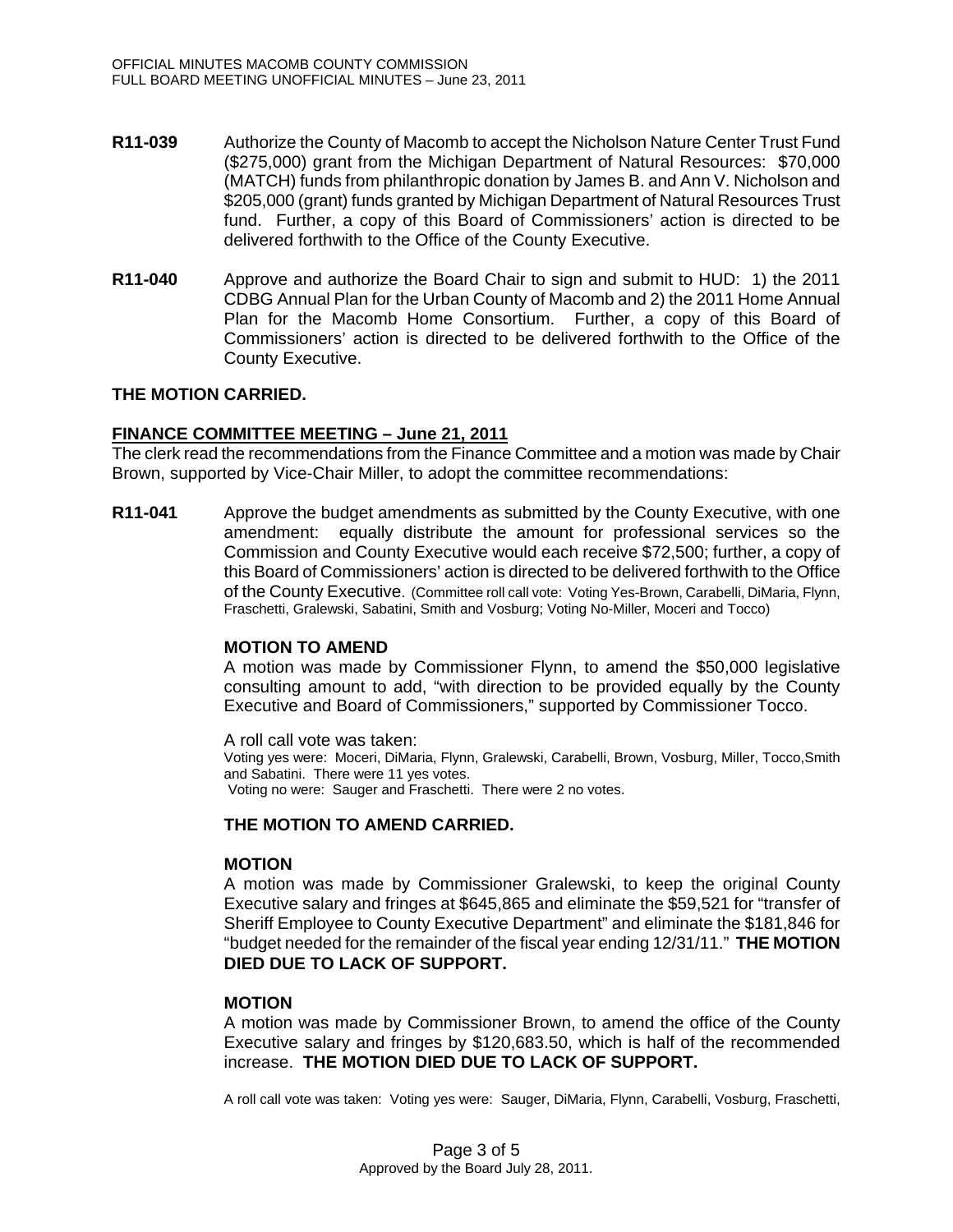**R11-039** Authorize the County of Macomb to accept the Nicholson Nature Center Trust Fund ($275,000) grant from the Michigan Department of Natural Resources: $70,000 (MATCH) funds from philanthropic donation by James B. and Ann V. Nicholson and $205,000 (grant) funds granted by Michigan Department of Natural Resources Trust fund. Further, a copy of this Board of Commissioners' action is directed to be delivered forthwith to the Office of the County Executive.

**R11-040** Approve and authorize the Board Chair to sign and submit to HUD: 1) the 2011 CDBG Annual Plan for the Urban County of Macomb and 2) the 2011 Home Annual Plan for the Macomb Home Consortium. Further, a copy of this Board of Commissioners' action is directed to be delivered forthwith to the Office of the County Executive.

**THE MOTION CARRIED.**

**FINANCE COMMITTEE MEETING – June 21, 2011**

The clerk read the recommendations from the Finance Committee and a motion was made by Chair Brown, supported by Vice-Chair Miller, to adopt the committee recommendations:

**R11-041** Approve the budget amendments as submitted by the County Executive, with one amendment: equally distribute the amount for professional services so the Commission and County Executive would each receive $72,500; further, a copy of this Board of Commissioners' action is directed to be delivered forthwith to the Office of the County Executive. (Committee roll call vote: Voting Yes-Brown, Carabelli, DiMaria, Flynn, Fraschetti, Gralewski, Sabatini, Smith and Vosburg; Voting No-Miller, Moceri and Tocco)

**MOTION TO AMEND**

A motion was made by Commissioner Flynn, to amend the $50,000 legislative consulting amount to add, "with direction to be provided equally by the County Executive and Board of Commissioners," supported by Commissioner Tocco.

A roll call vote was taken:
Voting yes were: Moceri, DiMaria, Flynn, Gralewski, Carabelli, Brown, Vosburg, Miller, Tocco,Smith and Sabatini. There were 11 yes votes.
Voting no were: Sauger and Fraschetti. There were 2 no votes.

**THE MOTION TO AMEND CARRIED.**

**MOTION**

A motion was made by Commissioner Gralewski, to keep the original County Executive salary and fringes at $645,865 and eliminate the $59,521 for "transfer of Sheriff Employee to County Executive Department" and eliminate the $181,846 for "budget needed for the remainder of the fiscal year ending 12/31/11." **THE MOTION DIED DUE TO LACK OF SUPPORT.**

**MOTION**

A motion was made by Commissioner Brown, to amend the office of the County Executive salary and fringes by $120,683.50, which is half of the recommended increase. **THE MOTION DIED DUE TO LACK OF SUPPORT.**

A roll call vote was taken: Voting yes were: Sauger, DiMaria, Flynn, Carabelli, Vosburg, Fraschetti,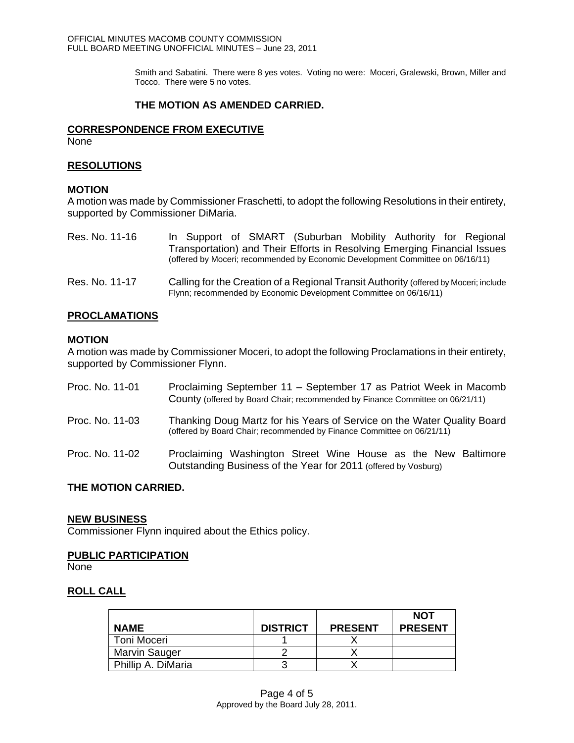Smith and Sabatini. There were 8 yes votes. Voting no were: Moceri, Gralewski, Brown, Miller and Tocco. There were 5 no votes.

**THE MOTION AS AMENDED CARRIED.**

**CORRESPONDENCE FROM EXECUTIVE**

None

**RESOLUTIONS**

**MOTION**

A motion was made by Commissioner Fraschetti, to adopt the following Resolutions in their entirety, supported by Commissioner DiMaria.

Res. No. 11-16 — In Support of SMART (Suburban Mobility Authority for Regional Transportation) and Their Efforts in Resolving Emerging Financial Issues (offered by Moceri; recommended by Economic Development Committee on 06/16/11)

Res. No. 11-17 — Calling for the Creation of a Regional Transit Authority (offered by Moceri; include Flynn; recommended by Economic Development Committee on 06/16/11)

**PROCLAMATIONS**

**MOTION**

A motion was made by Commissioner Moceri, to adopt the following Proclamations in their entirety, supported by Commissioner Flynn.

Proc. No. 11-01 — Proclaiming September 11 – September 17 as Patriot Week in Macomb County (offered by Board Chair; recommended by Finance Committee on 06/21/11)

Proc. No. 11-03 — Thanking Doug Martz for his Years of Service on the Water Quality Board (offered by Board Chair; recommended by Finance Committee on 06/21/11)

Proc. No. 11-02 — Proclaiming Washington Street Wine House as the New Baltimore Outstanding Business of the Year for 2011 (offered by Vosburg)

**THE MOTION CARRIED.**

**NEW BUSINESS**

Commissioner Flynn inquired about the Ethics policy.

**PUBLIC PARTICIPATION**

None

**ROLL CALL**

| NAME | DISTRICT | PRESENT | NOT PRESENT |
|---|---|---|---|
| Toni Moceri | 1 | X | |
| Marvin Sauger | 2 | X | |
| Phillip A. DiMaria | 3 | X | |

Approved by the Board July 28, 2011.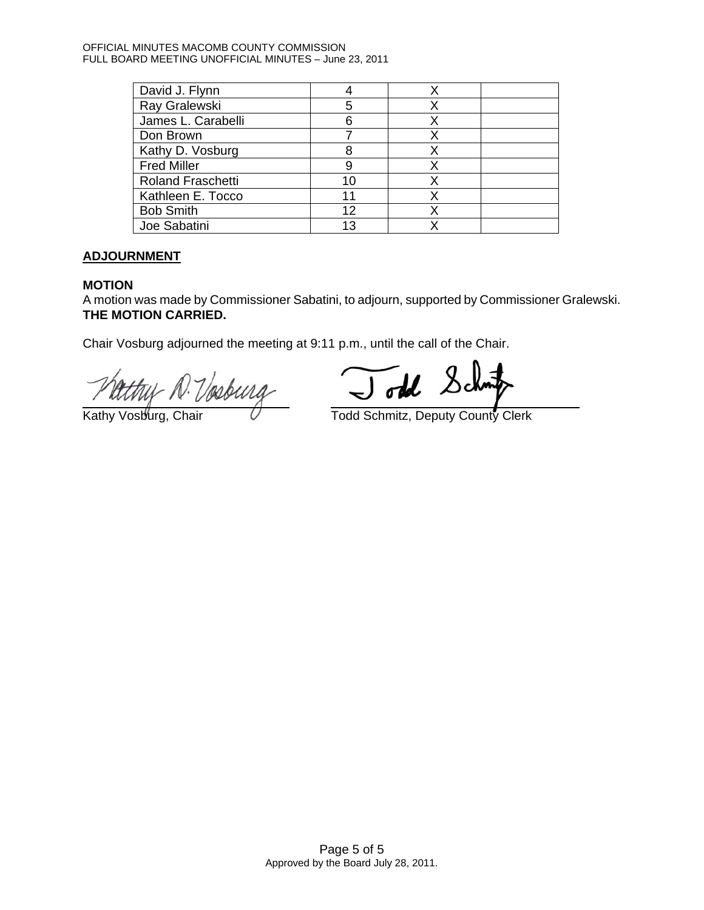| | | | |
|---|---|---|---|
| David J. Flynn | 4 | X | |
| Ray Gralewski | 5 | X | |
| James L. Carabelli | 6 | X | |
| Don Brown | 7 | X | |
| Kathy D. Vosburg | 8 | X | |
| Fred Miller | 9 | X | |
| Roland Fraschetti | 10 | X | |
| Kathleen E. Tocco | 11 | X | |
| Bob Smith | 12 | X | |
| Joe Sabatini | 13 | X | |

## ADJOURNMENT

**MOTION**

A motion was made by Commissioner Sabatini, to adjourn, supported by Commissioner Gralewski.
**THE MOTION CARRIED.**

Chair Vosburg adjourned the meeting at 9:11 p.m., until the call of the Chair.

Kathy Vosburg, Chair

Todd Schmitz, Deputy County Clerk

Approved by the Board July 28, 2011.